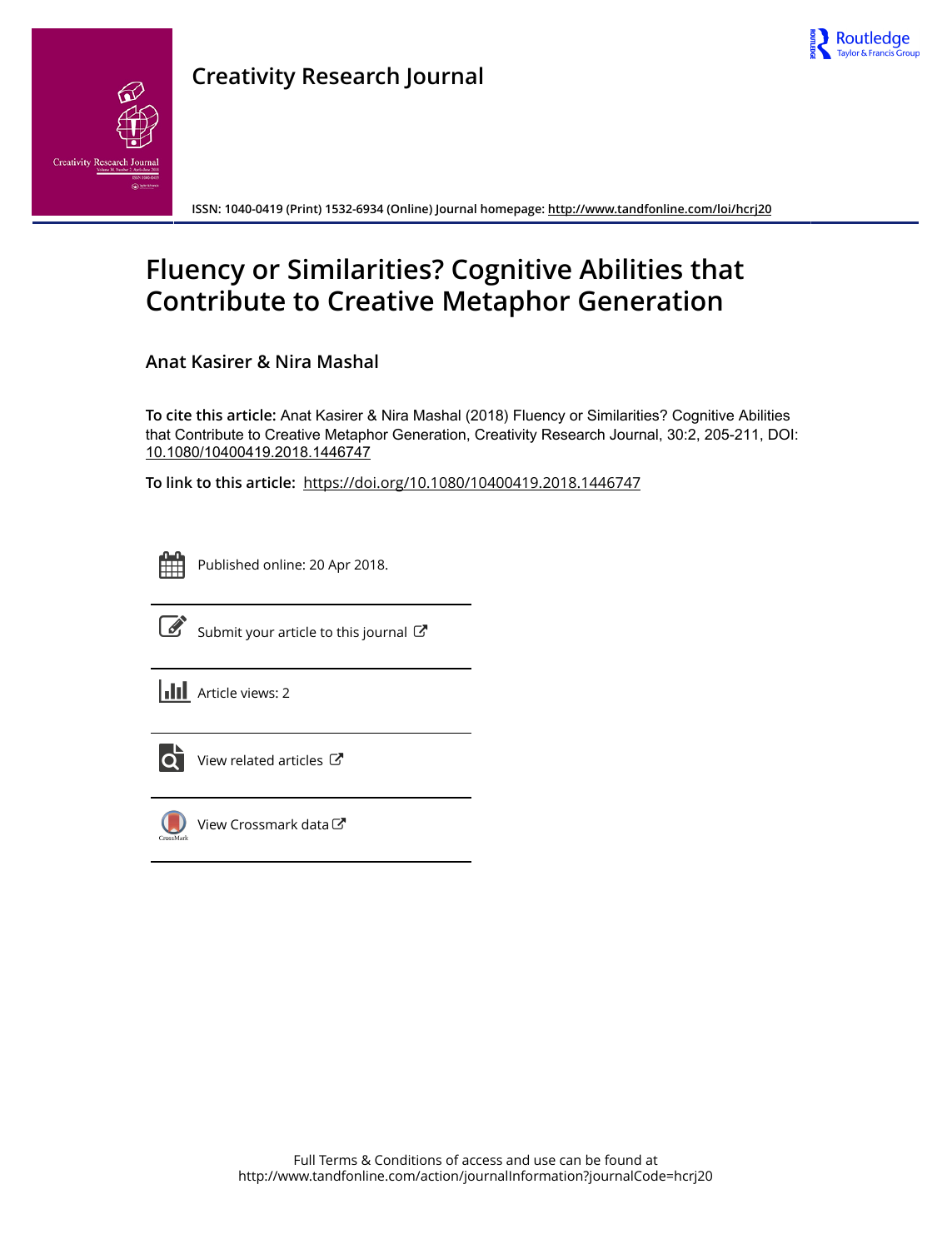# Creativity Research Journal

ISSN: 1040-0419 (Print) 1532-6934 (Online) Journal homepage: http://www.tandfonline.com/loi/hcrj20

# Fluency or Similarities? Cognitive Abilities that Contribute to Creative Metaphor Generation

**Anat Kasirer & Nira Mashal**

**To cite this article:** Anat Kasirer & Nira Mashal (2018) Fluency or Similarities? Cognitive Abilities that Contribute to Creative Metaphor Generation, Creativity Research Journal, 30:2, 205-211, DOI: 10.1080/10400419.2018.1446747

**To link to this article:** https://doi.org/10.1080/10400419.2018.1446747

Published online: 20 Apr 2018.

Submit your article to this journal

Article views: 2

View related articles

View Crossmark data

Full Terms & Conditions of access and use can be found at
http://www.tandfonline.com/action/journalInformation?journalCode=hcrj20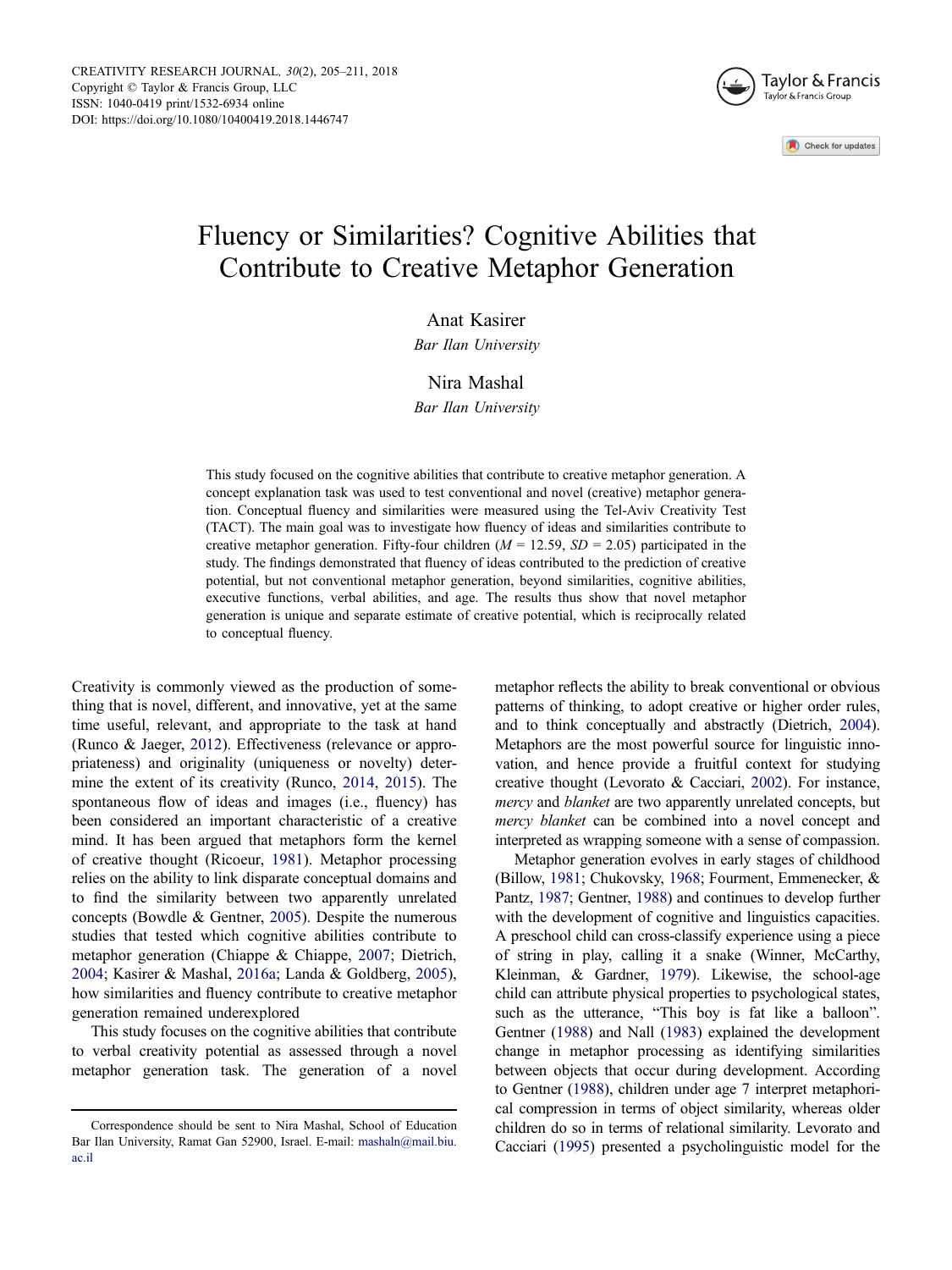# Fluency or Similarities? Cognitive Abilities that Contribute to Creative Metaphor Generation

Anat Kasirer
*Bar Ilan University*

Nira Mashal
*Bar Ilan University*

This study focused on the cognitive abilities that contribute to creative metaphor generation. A concept explanation task was used to test conventional and novel (creative) metaphor generation. Conceptual fluency and similarities were measured using the Tel-Aviv Creativity Test (TACT). The main goal was to investigate how fluency of ideas and similarities contribute to creative metaphor generation. Fifty-four children ($M$ = 12.59, $SD$ = 2.05) participated in the study. The findings demonstrated that fluency of ideas contributed to the prediction of creative potential, but not conventional metaphor generation, beyond similarities, cognitive abilities, executive functions, verbal abilities, and age. The results thus show that novel metaphor generation is unique and separate estimate of creative potential, which is reciprocally related to conceptual fluency.

Creativity is commonly viewed as the production of something that is novel, different, and innovative, yet at the same time useful, relevant, and appropriate to the task at hand (Runco & Jaeger, 2012). Effectiveness (relevance or appropriateness) and originality (uniqueness or novelty) determine the extent of its creativity (Runco, 2014, 2015). The spontaneous flow of ideas and images (i.e., fluency) has been considered an important characteristic of a creative mind. It has been argued that metaphors form the kernel of creative thought (Ricoeur, 1981). Metaphor processing relies on the ability to link disparate conceptual domains and to find the similarity between two apparently unrelated concepts (Bowdle & Gentner, 2005). Despite the numerous studies that tested which cognitive abilities contribute to metaphor generation (Chiappe & Chiappe, 2007; Dietrich, 2004; Kasirer & Mashal, 2016a; Landa & Goldberg, 2005), how similarities and fluency contribute to creative metaphor generation remained underexplored

This study focuses on the cognitive abilities that contribute to verbal creativity potential as assessed through a novel metaphor generation task. The generation of a novel metaphor reflects the ability to break conventional or obvious patterns of thinking, to adopt creative or higher order rules, and to think conceptually and abstractly (Dietrich, 2004). Metaphors are the most powerful source for linguistic innovation, and hence provide a fruitful context for studying creative thought (Levorato & Cacciari, 2002). For instance, *mercy* and *blanket* are two apparently unrelated concepts, but *mercy blanket* can be combined into a novel concept and interpreted as wrapping someone with a sense of compassion.

Metaphor generation evolves in early stages of childhood (Billow, 1981; Chukovsky, 1968; Fourment, Emmenecker, & Pantz, 1987; Gentner, 1988) and continues to develop further with the development of cognitive and linguistics capacities. A preschool child can cross-classify experience using a piece of string in play, calling it a snake (Winner, McCarthy, Kleinman, & Gardner, 1979). Likewise, the school-age child can attribute physical properties to psychological states, such as the utterance, "This boy is fat like a balloon". Gentner (1988) and Nall (1983) explained the development change in metaphor processing as identifying similarities between objects that occur during development. According to Gentner (1988), children under age 7 interpret metaphorical compression in terms of object similarity, whereas older children do so in terms of relational similarity. Levorato and Cacciari (1995) presented a psycholinguistic model for the

Correspondence should be sent to Nira Mashal, School of Education Bar Ilan University, Ramat Gan 52900, Israel. E-mail: mashaln@mail.biu.ac.il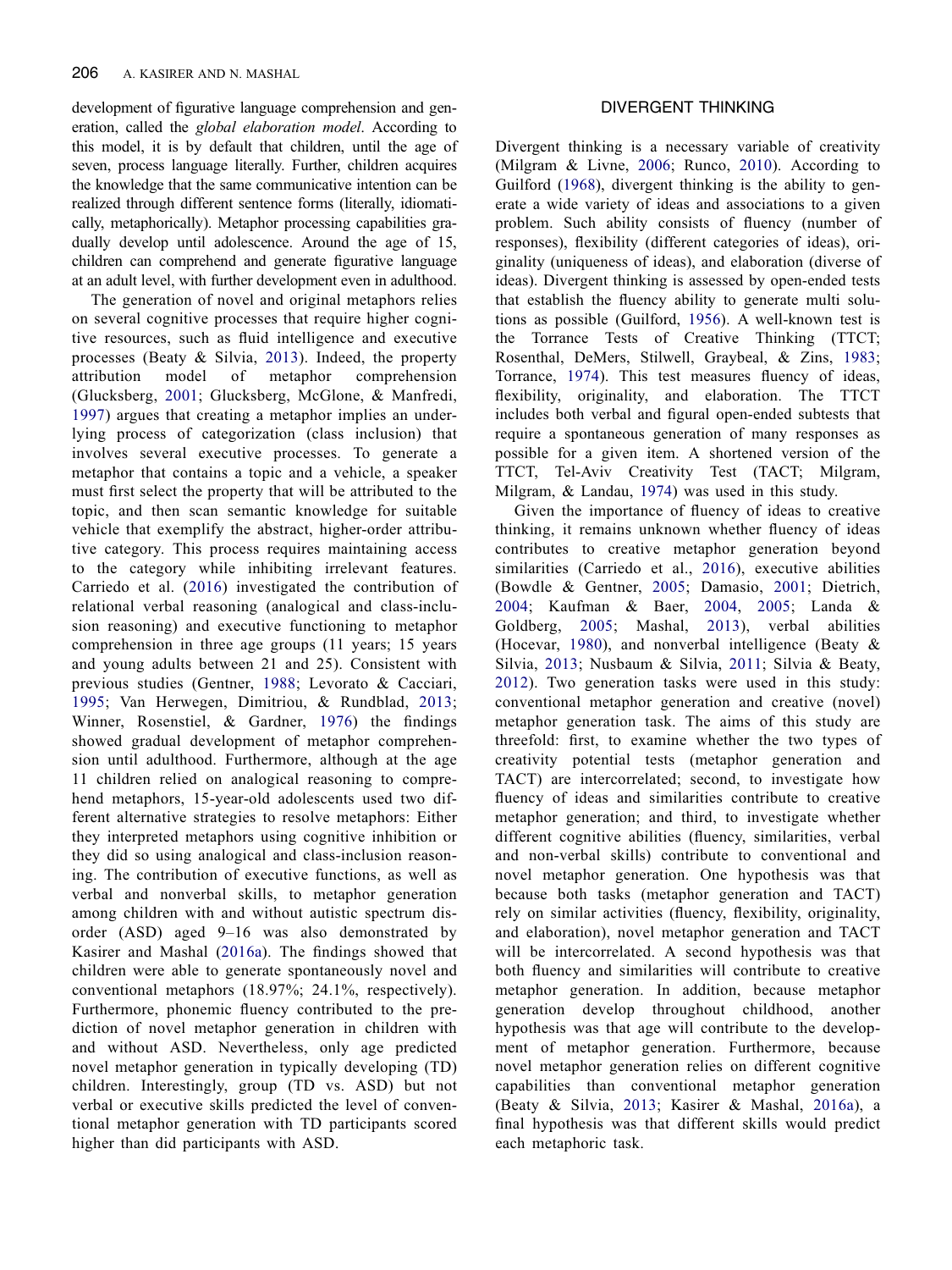development of figurative language comprehension and generation, called the *global elaboration model*. According to this model, it is by default that children, until the age of seven, process language literally. Further, children acquires the knowledge that the same communicative intention can be realized through different sentence forms (literally, idiomatically, metaphorically). Metaphor processing capabilities gradually develop until adolescence. Around the age of 15, children can comprehend and generate figurative language at an adult level, with further development even in adulthood.

The generation of novel and original metaphors relies on several cognitive processes that require higher cognitive resources, such as fluid intelligence and executive processes (Beaty & Silvia, 2013). Indeed, the property attribution model of metaphor comprehension (Glucksberg, 2001; Glucksberg, McGlone, & Manfredi, 1997) argues that creating a metaphor implies an underlying process of categorization (class inclusion) that involves several executive processes. To generate a metaphor that contains a topic and a vehicle, a speaker must first select the property that will be attributed to the topic, and then scan semantic knowledge for suitable vehicle that exemplify the abstract, higher-order attributive category. This process requires maintaining access to the category while inhibiting irrelevant features. Carriedo et al. (2016) investigated the contribution of relational verbal reasoning (analogical and class-inclusion reasoning) and executive functioning to metaphor comprehension in three age groups (11 years; 15 years and young adults between 21 and 25). Consistent with previous studies (Gentner, 1988; Levorato & Cacciari, 1995; Van Herwegen, Dimitriou, & Rundblad, 2013; Winner, Rosenstiel, & Gardner, 1976) the findings showed gradual development of metaphor comprehension until adulthood. Furthermore, although at the age 11 children relied on analogical reasoning to comprehend metaphors, 15-year-old adolescents used two different alternative strategies to resolve metaphors: Either they interpreted metaphors using cognitive inhibition or they did so using analogical and class-inclusion reasoning. The contribution of executive functions, as well as verbal and nonverbal skills, to metaphor generation among children with and without autistic spectrum disorder (ASD) aged 9–16 was also demonstrated by Kasirer and Mashal (2016a). The findings showed that children were able to generate spontaneously novel and conventional metaphors (18.97%; 24.1%, respectively). Furthermore, phonemic fluency contributed to the prediction of novel metaphor generation in children with and without ASD. Nevertheless, only age predicted novel metaphor generation in typically developing (TD) children. Interestingly, group (TD vs. ASD) but not verbal or executive skills predicted the level of conventional metaphor generation with TD participants scored higher than did participants with ASD.

## DIVERGENT THINKING

Divergent thinking is a necessary variable of creativity (Milgram & Livne, 2006; Runco, 2010). According to Guilford (1968), divergent thinking is the ability to generate a wide variety of ideas and associations to a given problem. Such ability consists of fluency (number of responses), flexibility (different categories of ideas), originality (uniqueness of ideas), and elaboration (diverse of ideas). Divergent thinking is assessed by open-ended tests that establish the fluency ability to generate multi solutions as possible (Guilford, 1956). A well-known test is the Torrance Tests of Creative Thinking (TTCT; Rosenthal, DeMers, Stilwell, Graybeal, & Zins, 1983; Torrance, 1974). This test measures fluency of ideas, flexibility, originality, and elaboration. The TTCT includes both verbal and figural open-ended subtests that require a spontaneous generation of many responses as possible for a given item. A shortened version of the TTCT, Tel-Aviv Creativity Test (TACT; Milgram, Milgram, & Landau, 1974) was used in this study.

Given the importance of fluency of ideas to creative thinking, it remains unknown whether fluency of ideas contributes to creative metaphor generation beyond similarities (Carriedo et al., 2016), executive abilities (Bowdle & Gentner, 2005; Damasio, 2001; Dietrich, 2004; Kaufman & Baer, 2004, 2005; Landa & Goldberg, 2005; Mashal, 2013), verbal abilities (Hocevar, 1980), and nonverbal intelligence (Beaty & Silvia, 2013; Nusbaum & Silvia, 2011; Silvia & Beaty, 2012). Two generation tasks were used in this study: conventional metaphor generation and creative (novel) metaphor generation task. The aims of this study are threefold: first, to examine whether the two types of creativity potential tests (metaphor generation and TACT) are intercorrelated; second, to investigate how fluency of ideas and similarities contribute to creative metaphor generation; and third, to investigate whether different cognitive abilities (fluency, similarities, verbal and non-verbal skills) contribute to conventional and novel metaphor generation. One hypothesis was that because both tasks (metaphor generation and TACT) rely on similar activities (fluency, flexibility, originality, and elaboration), novel metaphor generation and TACT will be intercorrelated. A second hypothesis was that both fluency and similarities will contribute to creative metaphor generation. In addition, because metaphor generation develop throughout childhood, another hypothesis was that age will contribute to the development of metaphor generation. Furthermore, because novel metaphor generation relies on different cognitive capabilities than conventional metaphor generation (Beaty & Silvia, 2013; Kasirer & Mashal, 2016a), a final hypothesis was that different skills would predict each metaphoric task.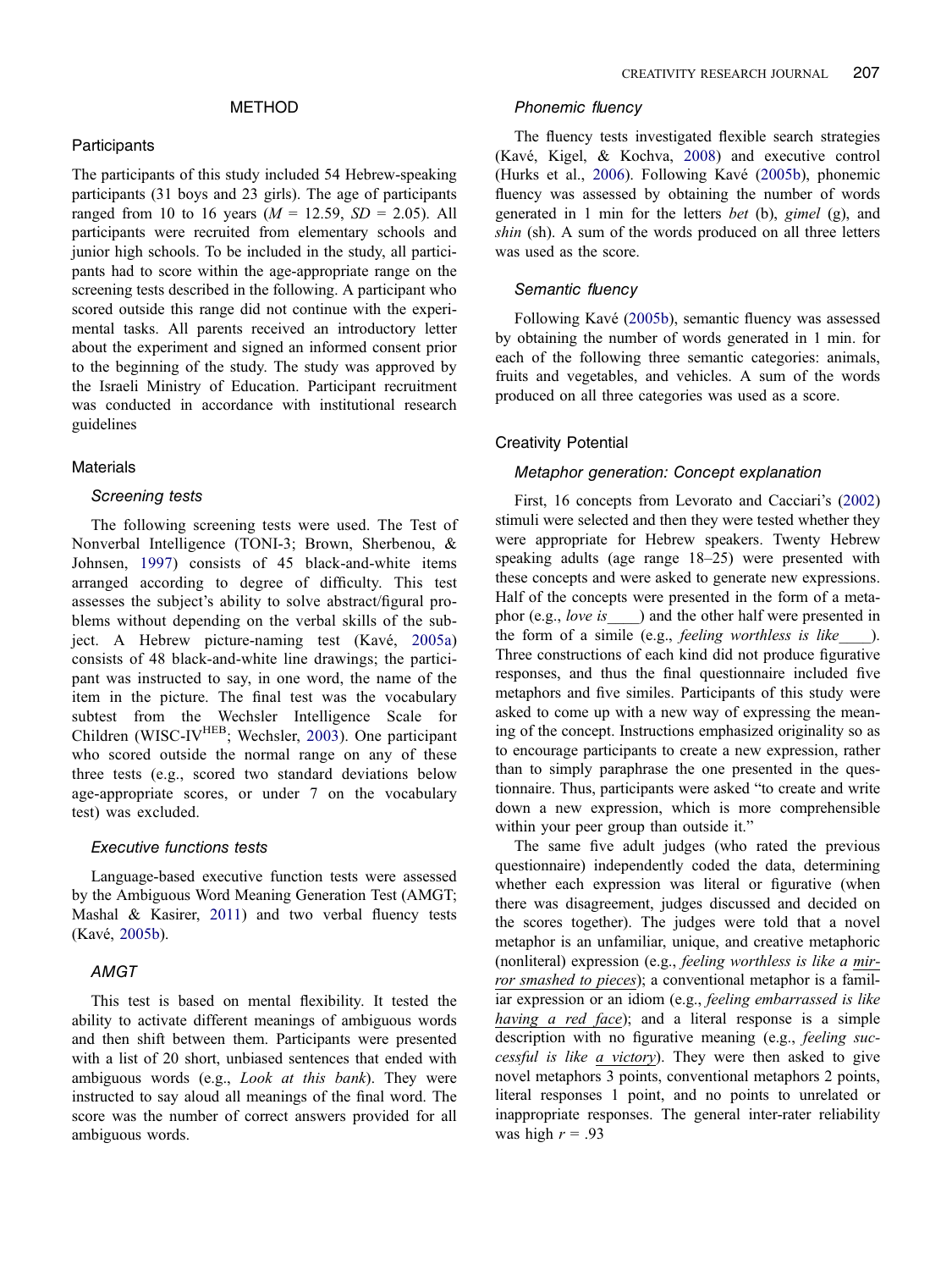## METHOD

### Participants

The participants of this study included 54 Hebrew-speaking participants (31 boys and 23 girls). The age of participants ranged from 10 to 16 years ($M$ = 12.59, $SD$ = 2.05). All participants were recruited from elementary schools and junior high schools. To be included in the study, all participants had to score within the age-appropriate range on the screening tests described in the following. A participant who scored outside this range did not continue with the experimental tasks. All parents received an introductory letter about the experiment and signed an informed consent prior to the beginning of the study. The study was approved by the Israeli Ministry of Education. Participant recruitment was conducted in accordance with institutional research guidelines

### Materials

#### *Screening tests*

The following screening tests were used. The Test of Nonverbal Intelligence (TONI-3; Brown, Sherbenou, & Johnsen, 1997) consists of 45 black-and-white items arranged according to degree of difficulty. This test assesses the subject's ability to solve abstract/figural problems without depending on the verbal skills of the subject. A Hebrew picture-naming test (Kavé, 2005a) consists of 48 black-and-white line drawings; the participant was instructed to say, in one word, the name of the item in the picture. The final test was the vocabulary subtest from the Wechsler Intelligence Scale for Children (WISC-IV[HEB]; Wechsler, 2003). One participant who scored outside the normal range on any of these three tests (e.g., scored two standard deviations below age-appropriate scores, or under 7 on the vocabulary test) was excluded.

#### *Executive functions tests*

Language-based executive function tests were assessed by the Ambiguous Word Meaning Generation Test (AMGT; Mashal & Kasirer, 2011) and two verbal fluency tests (Kavé, 2005b).

#### *AMGT*

This test is based on mental flexibility. It tested the ability to activate different meanings of ambiguous words and then shift between them. Participants were presented with a list of 20 short, unbiased sentences that ended with ambiguous words (e.g., *Look at this bank*). They were instructed to say aloud all meanings of the final word. The score was the number of correct answers provided for all ambiguous words.

#### *Phonemic fluency*

The fluency tests investigated flexible search strategies (Kavé, Kigel, & Kochva, 2008) and executive control (Hurks et al., 2006). Following Kavé (2005b), phonemic fluency was assessed by obtaining the number of words generated in 1 min for the letters *bet* (b), *gimel* (g), and *shin* (sh). A sum of the words produced on all three letters was used as the score.

#### *Semantic fluency*

Following Kavé (2005b), semantic fluency was assessed by obtaining the number of words generated in 1 min. for each of the following three semantic categories: animals, fruits and vegetables, and vehicles. A sum of the words produced on all three categories was used as a score.

### Creativity Potential

#### *Metaphor generation: Concept explanation*

First, 16 concepts from Levorato and Cacciari's (2002) stimuli were selected and then they were tested whether they were appropriate for Hebrew speakers. Twenty Hebrew speaking adults (age range 18–25) were presented with these concepts and were asked to generate new expressions. Half of the concepts were presented in the form of a metaphor (e.g., *love is*____) and the other half were presented in the form of a simile (e.g., *feeling worthless is like*____). Three constructions of each kind did not produce figurative responses, and thus the final questionnaire included five metaphors and five similes. Participants of this study were asked to come up with a new way of expressing the meaning of the concept. Instructions emphasized originality so as to encourage participants to create a new expression, rather than to simply paraphrase the one presented in the questionnaire. Thus, participants were asked "to create and write down a new expression, which is more comprehensible within your peer group than outside it."

The same five adult judges (who rated the previous questionnaire) independently coded the data, determining whether each expression was literal or figurative (when there was disagreement, judges discussed and decided on the scores together). The judges were told that a novel metaphor is an unfamiliar, unique, and creative metaphoric (nonliteral) expression (e.g., *feeling worthless is like a mirror smashed to pieces*); a conventional metaphor is a familiar expression or an idiom (e.g., *feeling embarrassed is like having a red face*); and a literal response is a simple description with no figurative meaning (e.g., *feeling successful is like a victory*). They were then asked to give novel metaphors 3 points, conventional metaphors 2 points, literal responses 1 point, and no points to unrelated or inappropriate responses. The general inter-rater reliability was high $r$ = .93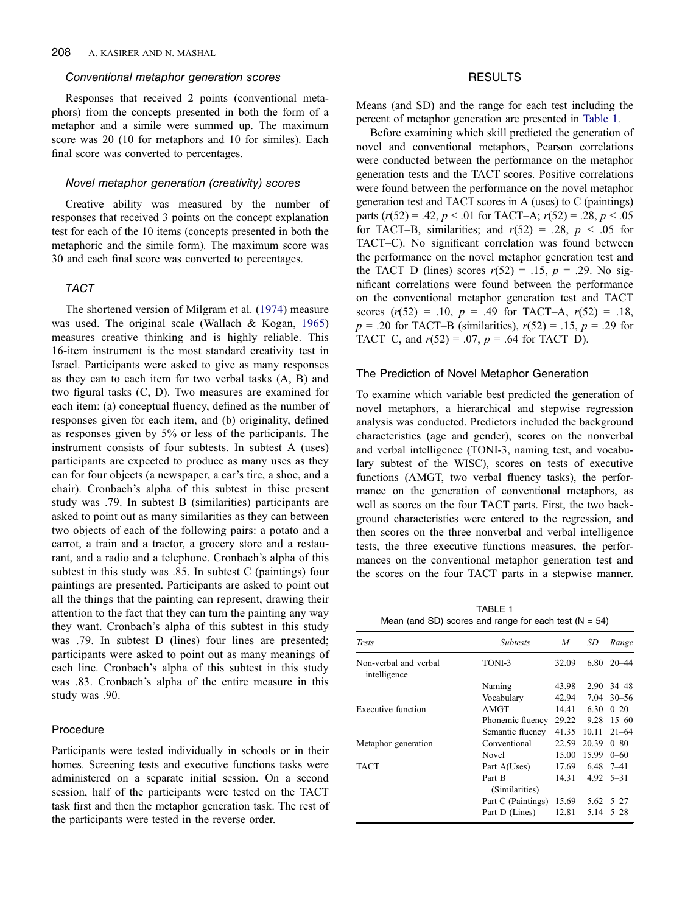### Conventional metaphor generation scores

Responses that received 2 points (conventional metaphors) from the concepts presented in both the form of a metaphor and a simile were summed up. The maximum score was 20 (10 for metaphors and 10 for similes). Each final score was converted to percentages.

### Novel metaphor generation (creativity) scores

Creative ability was measured by the number of responses that received 3 points on the concept explanation test for each of the 10 items (concepts presented in both the metaphoric and the simile form). The maximum score was 30 and each final score was converted to percentages.

### TACT

The shortened version of Milgram et al. (1974) measure was used. The original scale (Wallach & Kogan, 1965) measures creative thinking and is highly reliable. This 16-item instrument is the most standard creativity test in Israel. Participants were asked to give as many responses as they can to each item for two verbal tasks (A, B) and two figural tasks (C, D). Two measures are examined for each item: (a) conceptual fluency, defined as the number of responses given for each item, and (b) originality, defined as responses given by 5% or less of the participants. The instrument consists of four subtests. In subtest A (uses) participants are expected to produce as many uses as they can for four objects (a newspaper, a car's tire, a shoe, and a chair). Cronbach's alpha of this subtest in thise present study was .79. In subtest B (similarities) participants are asked to point out as many similarities as they can between two objects of each of the following pairs: a potato and a carrot, a train and a tractor, a grocery store and a restaurant, and a radio and a telephone. Cronbach's alpha of this subtest in this study was .85. In subtest C (paintings) four paintings are presented. Participants are asked to point out all the things that the painting can represent, drawing their attention to the fact that they can turn the painting any way they want. Cronbach's alpha of this subtest in this study was .79. In subtest D (lines) four lines are presented; participants were asked to point out as many meanings of each line. Cronbach's alpha of this subtest in this study was .83. Cronbach's alpha of the entire measure in this study was .90.

## Procedure

Participants were tested individually in schools or in their homes. Screening tests and executive functions tasks were administered on a separate initial session. On a second session, half of the participants were tested on the TACT task first and then the metaphor generation task. The rest of the participants were tested in the reverse order.

# RESULTS

Means (and SD) and the range for each test including the percent of metaphor generation are presented in Table 1.

Before examining which skill predicted the generation of novel and conventional metaphors, Pearson correlations were conducted between the performance on the metaphor generation tests and the TACT scores. Positive correlations were found between the performance on the novel metaphor generation test and TACT scores in A (uses) to C (paintings) parts ($r(52) = .42$, $p < .01$ for TACT–A; $r(52) = .28$, $p < .05$ for TACT–B, similarities; and $r(52) = .28$, $p < .05$ for TACT–C). No significant correlation was found between the performance on the novel metaphor generation test and the TACT–D (lines) scores $r(52) = .15$, $p = .29$. No significant correlations were found between the performance on the conventional metaphor generation test and TACT scores ($r(52) = .10$, $p = .49$ for TACT–A, $r(52) = .18$, $p = .20$ for TACT–B (similarities), $r(52) = .15$, $p = .29$ for TACT–C, and $r(52) = .07$, $p = .64$ for TACT–D).

## The Prediction of Novel Metaphor Generation

To examine which variable best predicted the generation of novel metaphors, a hierarchical and stepwise regression analysis was conducted. Predictors included the background characteristics (age and gender), scores on the nonverbal and verbal intelligence (TONI-3, naming test, and vocabulary subtest of the WISC), scores on tests of executive functions (AMGT, two verbal fluency tasks), the performance on the generation of conventional metaphors, as well as scores on the four TACT parts. First, the two background characteristics were entered to the regression, and then scores on the three nonverbal and verbal intelligence tests, the three executive functions measures, the performances on the conventional metaphor generation test and the scores on the four TACT parts in a stepwise manner.

TABLE 1
Mean (and SD) scores and range for each test (N = 54)

| *Tests* | *Subtests* | *M* | *SD* | *Range* |
|---|---|---|---|---|
| Non-verbal and verbal intelligence | TONI-3 | 32.09 | 6.80 | 20–44 |
| | Naming | 43.98 | 2.90 | 34–48 |
| | Vocabulary | 42.94 | 7.04 | 30–56 |
| Executive function | AMGT | 14.41 | 6.30 | 0–20 |
| | Phonemic fluency | 29.22 | 9.28 | 15–60 |
| | Semantic fluency | 41.35 | 10.11 | 21–64 |
| Metaphor generation | Conventional | 22.59 | 20.39 | 0–80 |
| | Novel | 15.00 | 15.99 | 0–60 |
| TACT | Part A(Uses) | 17.69 | 6.48 | 7–41 |
| | Part B (Similarities) | 14.31 | 4.92 | 5–31 |
| | Part C (Paintings) | 15.69 | 5.62 | 5–27 |
| | Part D (Lines) | 12.81 | 5.14 | 5–28 |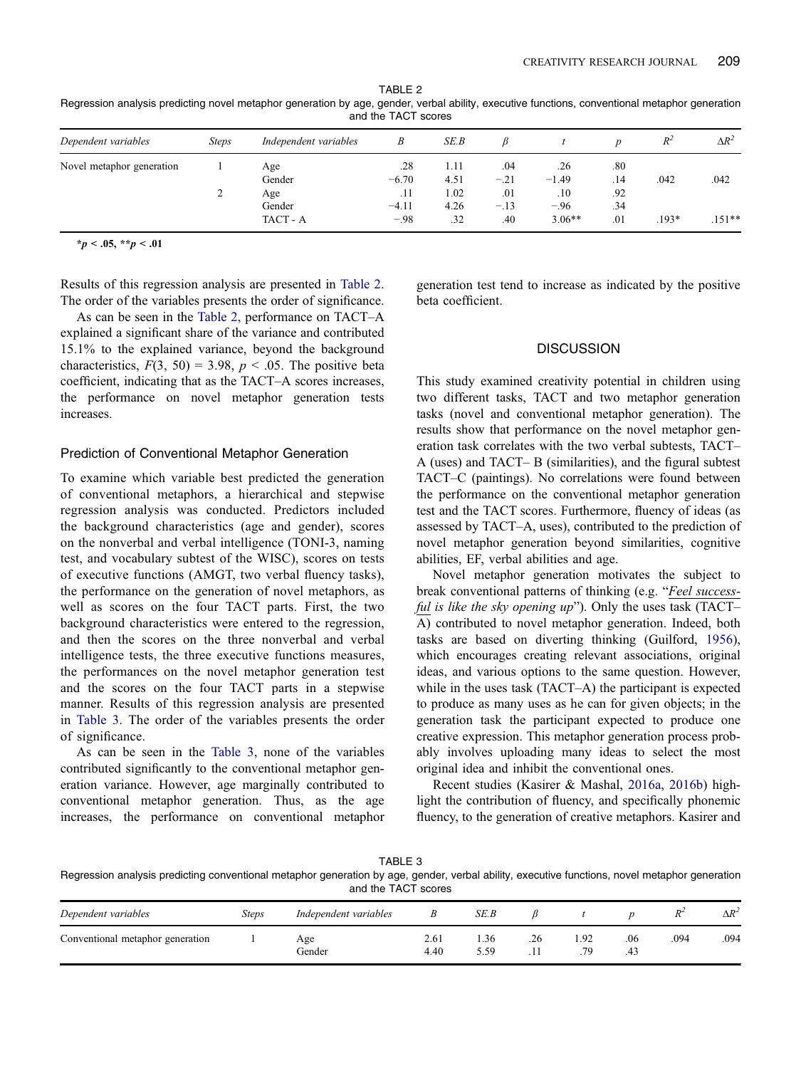TABLE 2
Regression analysis predicting novel metaphor generation by age, gender, verbal ability, executive functions, conventional metaphor generation and the TACT scores

| Dependent variables | Steps | Independent variables | B | SE.B | β | t | p | $R^2$ | $\Delta R^2$ |
|---|---|---|---|---|---|---|---|---|---|
| Novel metaphor generation | 1 | Age | .28 | 1.11 | .04 | .26 | .80 | | |
| | | Gender | −6.70 | 4.51 | −.21 | −1.49 | .14 | .042 | .042 |
| | 2 | Age | .11 | 1.02 | .01 | .10 | .92 | | |
| | | Gender | −4.11 | 4.26 | −.13 | −.96 | .34 | | |
| | | TACT - A | −.98 | .32 | .40 | 3.06** | .01 | .193* | .151** |

**$^*p < .05$, $^{**}p < .01$**

Results of this regression analysis are presented in Table 2. The order of the variables presents the order of significance.

As can be seen in the Table 2, performance on TACT–A explained a significant share of the variance and contributed 15.1% to the explained variance, beyond the background characteristics, $F(3, 50) = 3.98$, $p < .05$. The positive beta coefficient, indicating that as the TACT–A scores increases, the performance on novel metaphor generation tests increases.

### Prediction of Conventional Metaphor Generation

To examine which variable best predicted the generation of conventional metaphors, a hierarchical and stepwise regression analysis was conducted. Predictors included the background characteristics (age and gender), scores on the nonverbal and verbal intelligence (TONI-3, naming test, and vocabulary subtest of the WISC), scores on tests of executive functions (AMGT, two verbal fluency tasks), the performance on the generation of novel metaphors, as well as scores on the four TACT parts. First, the two background characteristics were entered to the regression, and then the scores on the three nonverbal and verbal intelligence tests, the three executive functions measures, the performances on the novel metaphor generation test and the scores on the four TACT parts in a stepwise manner. Results of this regression analysis are presented in Table 3. The order of the variables presents the order of significance.

As can be seen in the Table 3, none of the variables contributed significantly to the conventional metaphor generation variance. However, age marginally contributed to conventional metaphor generation. Thus, as the age increases, the performance on conventional metaphor generation test tend to increase as indicated by the positive beta coefficient.

## DISCUSSION

This study examined creativity potential in children using two different tasks, TACT and two metaphor generation tasks (novel and conventional metaphor generation). The results show that performance on the novel metaphor generation task correlates with the two verbal subtests, TACT–A (uses) and TACT– B (similarities), and the figural subtest TACT–C (paintings). No correlations were found between the performance on the conventional metaphor generation test and the TACT scores. Furthermore, fluency of ideas (as assessed by TACT–A, uses), contributed to the prediction of novel metaphor generation beyond similarities, cognitive abilities, EF, verbal abilities and age.

Novel metaphor generation motivates the subject to break conventional patterns of thinking (e.g. "*Feel successful is like the sky opening up*"). Only the uses task (TACT–A) contributed to novel metaphor generation. Indeed, both tasks are based on diverting thinking (Guilford, 1956), which encourages creating relevant associations, original ideas, and various options to the same question. However, while in the uses task (TACT–A) the participant is expected to produce as many uses as he can for given objects; in the generation task the participant expected to produce one creative expression. This metaphor generation process probably involves uploading many ideas to select the most original idea and inhibit the conventional ones.

Recent studies (Kasirer & Mashal, 2016a, 2016b) highlight the contribution of fluency, and specifically phonemic fluency, to the generation of creative metaphors. Kasirer and

TABLE 3
Regression analysis predicting conventional metaphor generation by age, gender, verbal ability, executive functions, novel metaphor generation and the TACT scores

| Dependent variables | Steps | Independent variables | B | SE.B | β | t | p | $R^2$ | $\Delta R^2$ |
|---|---|---|---|---|---|---|---|---|---|
| Conventional metaphor generation | 1 | Age | 2.61 | 1.36 | .26 | 1.92 | .06 | .094 | .094 |
| | | Gender | 4.40 | 5.59 | .11 | .79 | .43 | | |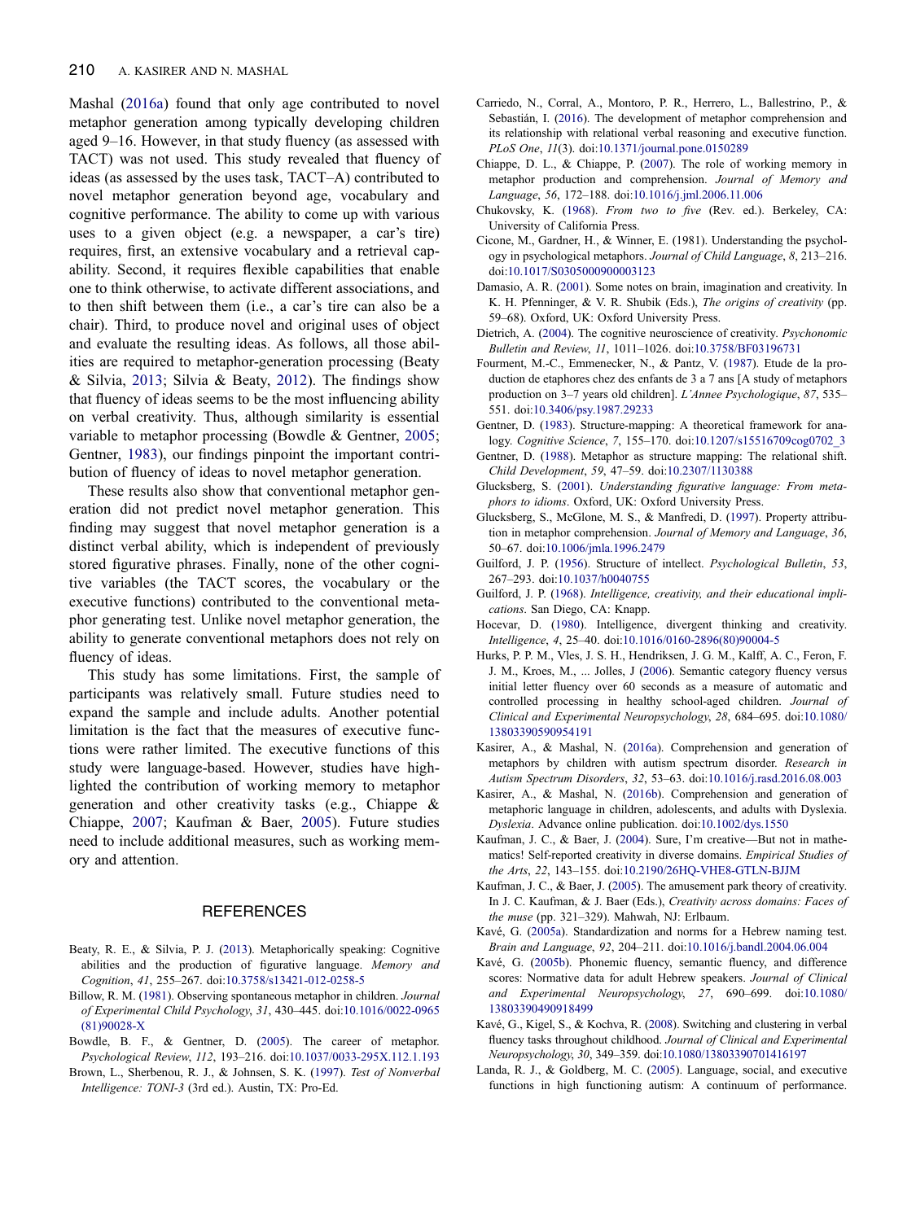Mashal (2016a) found that only age contributed to novel metaphor generation among typically developing children aged 9–16. However, in that study fluency (as assessed with TACT) was not used. This study revealed that fluency of ideas (as assessed by the uses task, TACT–A) contributed to novel metaphor generation beyond age, vocabulary and cognitive performance. The ability to come up with various uses to a given object (e.g. a newspaper, a car's tire) requires, first, an extensive vocabulary and a retrieval capability. Second, it requires flexible capabilities that enable one to think otherwise, to activate different associations, and to then shift between them (i.e., a car's tire can also be a chair). Third, to produce novel and original uses of object and evaluate the resulting ideas. As follows, all those abilities are required to metaphor-generation processing (Beaty & Silvia, 2013; Silvia & Beaty, 2012). The findings show that fluency of ideas seems to be the most influencing ability on verbal creativity. Thus, although similarity is essential variable to metaphor processing (Bowdle & Gentner, 2005; Gentner, 1983), our findings pinpoint the important contribution of fluency of ideas to novel metaphor generation.

These results also show that conventional metaphor generation did not predict novel metaphor generation. This finding may suggest that novel metaphor generation is a distinct verbal ability, which is independent of previously stored figurative phrases. Finally, none of the other cognitive variables (the TACT scores, the vocabulary or the executive functions) contributed to the conventional metaphor generating test. Unlike novel metaphor generation, the ability to generate conventional metaphors does not rely on fluency of ideas.

This study has some limitations. First, the sample of participants was relatively small. Future studies need to expand the sample and include adults. Another potential limitation is the fact that the measures of executive functions were rather limited. The executive functions of this study were language-based. However, studies have highlighted the contribution of working memory to metaphor generation and other creativity tasks (e.g., Chiappe & Chiappe, 2007; Kaufman & Baer, 2005). Future studies need to include additional measures, such as working memory and attention.

## REFERENCES

Beaty, R. E., & Silvia, P. J. (2013). Metaphorically speaking: Cognitive abilities and the production of figurative language. *Memory and Cognition*, *41*, 255–267. doi:10.3758/s13421-012-0258-5

Billow, R. M. (1981). Observing spontaneous metaphor in children. *Journal of Experimental Child Psychology*, *31*, 430–445. doi:10.1016/0022-0965(81)90028-X

Bowdle, B. F., & Gentner, D. (2005). The career of metaphor. *Psychological Review*, *112*, 193–216. doi:10.1037/0033-295X.112.1.193

Brown, L., Sherbenou, R. J., & Johnsen, S. K. (1997). *Test of Nonverbal Intelligence: TONI-3* (3rd ed.). Austin, TX: Pro-Ed.

Carriedo, N., Corral, A., Montoro, P. R., Herrero, L., Ballestrino, P., & Sebastián, I. (2016). The development of metaphor comprehension and its relationship with relational verbal reasoning and executive function. *PLoS One*, *11*(3). doi:10.1371/journal.pone.0150289

Chiappe, D. L., & Chiappe, P. (2007). The role of working memory in metaphor production and comprehension. *Journal of Memory and Language*, *56*, 172–188. doi:10.1016/j.jml.2006.11.006

Chukovsky, K. (1968). *From two to five* (Rev. ed.). Berkeley, CA: University of California Press.

Cicone, M., Gardner, H., & Winner, E. (1981). Understanding the psychology in psychological metaphors. *Journal of Child Language*, *8*, 213–216. doi:10.1017/S0305000900003123

Damasio, A. R. (2001). Some notes on brain, imagination and creativity. In K. H. Pfenninger, & V. R. Shubik (Eds.), *The origins of creativity* (pp. 59–68). Oxford, UK: Oxford University Press.

Dietrich, A. (2004). The cognitive neuroscience of creativity. *Psychonomic Bulletin and Review*, *11*, 1011–1026. doi:10.3758/BF03196731

Fourment, M.-C., Emmenecker, N., & Pantz, V. (1987). Etude de la production de etaphores chez des enfants de 3 a 7 ans [A study of metaphors production on 3–7 years old children]. *L'Annee Psychologique*, *87*, 535–551. doi:10.3406/psy.1987.29233

Gentner, D. (1983). Structure-mapping: A theoretical framework for analogy. *Cognitive Science*, *7*, 155–170. doi:10.1207/s15516709cog0702_3

Gentner, D. (1988). Metaphor as structure mapping: The relational shift. *Child Development*, *59*, 47–59. doi:10.2307/1130388

Glucksberg, S. (2001). *Understanding figurative language: From metaphors to idioms*. Oxford, UK: Oxford University Press.

Glucksberg, S., McGlone, M. S., & Manfredi, D. (1997). Property attribution in metaphor comprehension. *Journal of Memory and Language*, *36*, 50–67. doi:10.1006/jmla.1996.2479

Guilford, J. P. (1956). Structure of intellect. *Psychological Bulletin*, *53*, 267–293. doi:10.1037/h0040755

Guilford, J. P. (1968). *Intelligence, creativity, and their educational implications*. San Diego, CA: Knapp.

Hocevar, D. (1980). Intelligence, divergent thinking and creativity. *Intelligence*, *4*, 25–40. doi:10.1016/0160-2896(80)90004-5

Hurks, P. P. M., Vles, J. S. H., Hendriksen, J. G. M., Kalff, A. C., Feron, F. J. M., Kroes, M., ... Jolles, J (2006). Semantic category fluency versus initial letter fluency over 60 seconds as a measure of automatic and controlled processing in healthy school-aged children. *Journal of Clinical and Experimental Neuropsychology*, *28*, 684–695. doi:10.1080/13803390590954191

Kasirer, A., & Mashal, N. (2016a). Comprehension and generation of metaphors by children with autism spectrum disorder. *Research in Autism Spectrum Disorders*, *32*, 53–63. doi:10.1016/j.rasd.2016.08.003

Kasirer, A., & Mashal, N. (2016b). Comprehension and generation of metaphoric language in children, adolescents, and adults with Dyslexia. *Dyslexia*. Advance online publication. doi:10.1002/dys.1550

Kaufman, J. C., & Baer, J. (2004). Sure, I'm creative—But not in mathematics! Self-reported creativity in diverse domains. *Empirical Studies of the Arts*, *22*, 143–155. doi:10.2190/26HQ-VHE8-GTLN-BJJM

Kaufman, J. C., & Baer, J. (2005). The amusement park theory of creativity. In J. C. Kaufman, & J. Baer (Eds.), *Creativity across domains: Faces of the muse* (pp. 321–329). Mahwah, NJ: Erlbaum.

Kavé, G. (2005a). Standardization and norms for a Hebrew naming test. *Brain and Language*, *92*, 204–211. doi:10.1016/j.bandl.2004.06.004

Kavé, G. (2005b). Phonemic fluency, semantic fluency, and difference scores: Normative data for adult Hebrew speakers. *Journal of Clinical and Experimental Neuropsychology*, *27*, 690–699. doi:10.1080/13803390490918499

Kavé, G., Kigel, S., & Kochva, R. (2008). Switching and clustering in verbal fluency tasks throughout childhood. *Journal of Clinical and Experimental Neuropsychology*, *30*, 349–359. doi:10.1080/13803390701416197

Landa, R. J., & Goldberg, M. C. (2005). Language, social, and executive functions in high functioning autism: A continuum of performance.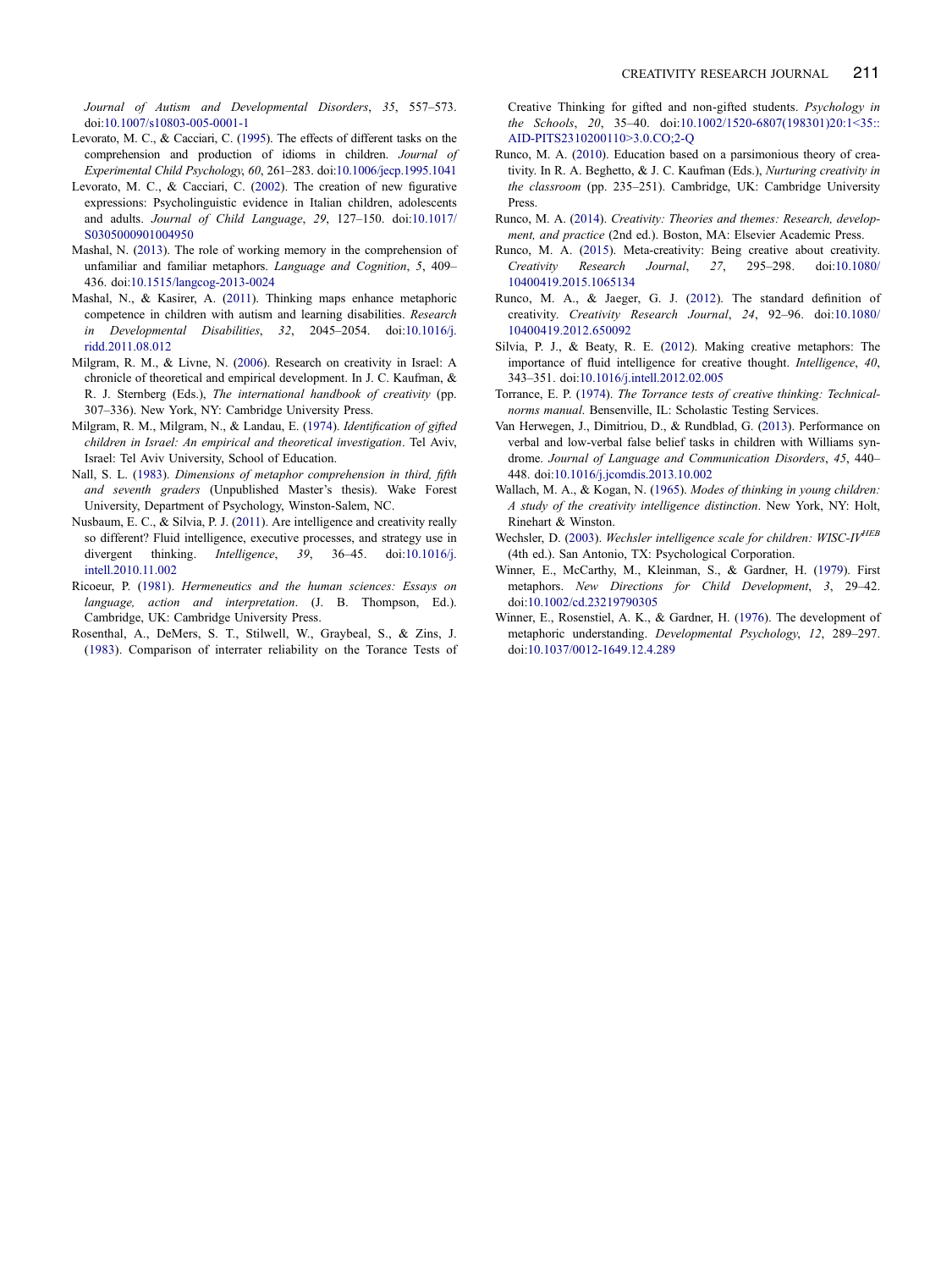*Journal of Autism and Developmental Disorders*, *35*, 557–573. doi:10.1007/s10803-005-0001-1

Levorato, M. C., & Cacciari, C. (1995). The effects of different tasks on the comprehension and production of idioms in children. *Journal of Experimental Child Psychology*, *60*, 261–283. doi:10.1006/jecp.1995.1041

Levorato, M. C., & Cacciari, C. (2002). The creation of new figurative expressions: Psycholinguistic evidence in Italian children, adolescents and adults. *Journal of Child Language*, *29*, 127–150. doi:10.1017/S0305000901004950

Mashal, N. (2013). The role of working memory in the comprehension of unfamiliar and familiar metaphors. *Language and Cognition*, *5*, 409–436. doi:10.1515/langcog-2013-0024

Mashal, N., & Kasirer, A. (2011). Thinking maps enhance metaphoric competence in children with autism and learning disabilities. *Research in Developmental Disabilities*, *32*, 2045–2054. doi:10.1016/j.ridd.2011.08.012

Milgram, R. M., & Livne, N. (2006). Research on creativity in Israel: A chronicle of theoretical and empirical development. In J. C. Kaufman, & R. J. Sternberg (Eds.), *The international handbook of creativity* (pp. 307–336). New York, NY: Cambridge University Press.

Milgram, R. M., Milgram, N., & Landau, E. (1974). *Identification of gifted children in Israel: An empirical and theoretical investigation*. Tel Aviv, Israel: Tel Aviv University, School of Education.

Nall, S. L. (1983). *Dimensions of metaphor comprehension in third, fifth and seventh graders* (Unpublished Master's thesis). Wake Forest University, Department of Psychology, Winston-Salem, NC.

Nusbaum, E. C., & Silvia, P. J. (2011). Are intelligence and creativity really so different? Fluid intelligence, executive processes, and strategy use in divergent thinking. *Intelligence*, *39*, 36–45. doi:10.1016/j.intell.2010.11.002

Ricoeur, P. (1981). *Hermeneutics and the human sciences: Essays on language, action and interpretation*. (J. B. Thompson, Ed.). Cambridge, UK: Cambridge University Press.

Rosenthal, A., DeMers, S. T., Stilwell, W., Graybeal, S., & Zins, J. (1983). Comparison of interrater reliability on the Torance Tests of Creative Thinking for gifted and non-gifted students. *Psychology in the Schools*, *20*, 35–40. doi:10.1002/1520-6807(198301)20:1<35::AID-PITS2310200110>3.0.CO;2-Q

Runco, M. A. (2010). Education based on a parsimonious theory of creativity. In R. A. Beghetto, & J. C. Kaufman (Eds.), *Nurturing creativity in the classroom* (pp. 235–251). Cambridge, UK: Cambridge University Press.

Runco, M. A. (2014). *Creativity: Theories and themes: Research, development, and practice* (2nd ed.). Boston, MA: Elsevier Academic Press.

Runco, M. A. (2015). Meta-creativity: Being creative about creativity. *Creativity Research Journal*, *27*, 295–298. doi:10.1080/10400419.2015.1065134

Runco, M. A., & Jaeger, G. J. (2012). The standard definition of creativity. *Creativity Research Journal*, *24*, 92–96. doi:10.1080/10400419.2012.650092

Silvia, P. J., & Beaty, R. E. (2012). Making creative metaphors: The importance of fluid intelligence for creative thought. *Intelligence*, *40*, 343–351. doi:10.1016/j.intell.2012.02.005

Torrance, E. P. (1974). *The Torrance tests of creative thinking: Technical-norms manual*. Bensenville, IL: Scholastic Testing Services.

Van Herwegen, J., Dimitriou, D., & Rundblad, G. (2013). Performance on verbal and low-verbal false belief tasks in children with Williams syndrome. *Journal of Language and Communication Disorders*, *45*, 440–448. doi:10.1016/j.jcomdis.2013.10.002

Wallach, M. A., & Kogan, N. (1965). *Modes of thinking in young children: A study of the creativity intelligence distinction*. New York, NY: Holt, Rinehart & Winston.

Wechsler, D. (2003). *Wechsler intelligence scale for children: WISC-IV$^{HEB}$* (4th ed.). San Antonio, TX: Psychological Corporation.

Winner, E., McCarthy, M., Kleinman, S., & Gardner, H. (1979). First metaphors. *New Directions for Child Development*, *3*, 29–42. doi:10.1002/cd.23219790305

Winner, E., Rosenstiel, A. K., & Gardner, H. (1976). The development of metaphoric understanding. *Developmental Psychology*, *12*, 289–297. doi:10.1037/0012-1649.12.4.289